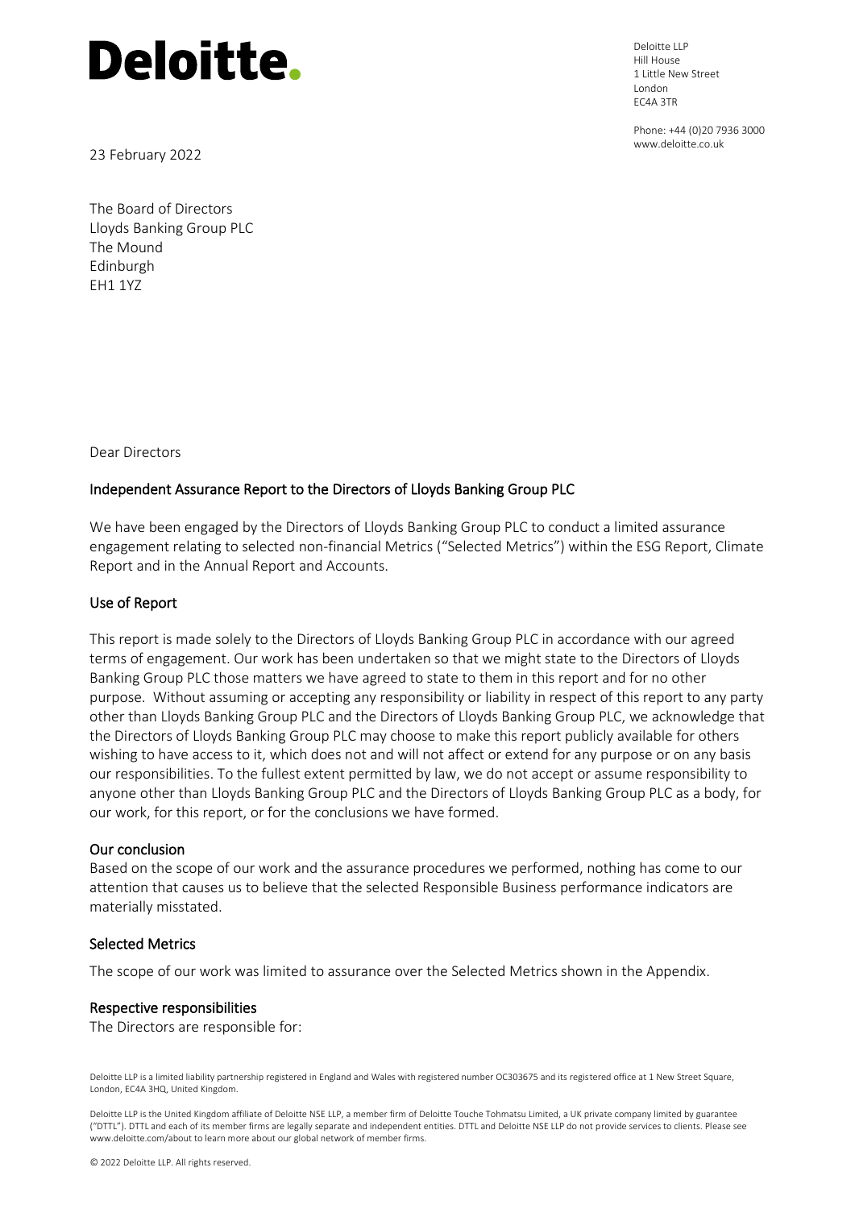# Deloitte.

Deloitte LLP
Hill House
1 Little New Street
London
EC4A 3TR

Phone: +44 (0)20 7936 3000
www.deloitte.co.uk

23 February 2022

The Board of Directors
Lloyds Banking Group PLC
The Mound
Edinburgh
EH1 1YZ

Dear Directors

## Independent Assurance Report to the Directors of Lloyds Banking Group PLC

We have been engaged by the Directors of Lloyds Banking Group PLC to conduct a limited assurance engagement relating to selected non-financial Metrics ("Selected Metrics") within the ESG Report, Climate Report and in the Annual Report and Accounts.

### Use of Report

This report is made solely to the Directors of Lloyds Banking Group PLC in accordance with our agreed terms of engagement. Our work has been undertaken so that we might state to the Directors of Lloyds Banking Group PLC those matters we have agreed to state to them in this report and for no other purpose. Without assuming or accepting any responsibility or liability in respect of this report to any party other than Lloyds Banking Group PLC and the Directors of Lloyds Banking Group PLC, we acknowledge that the Directors of Lloyds Banking Group PLC may choose to make this report publicly available for others wishing to have access to it, which does not and will not affect or extend for any purpose or on any basis our responsibilities. To the fullest extent permitted by law, we do not accept or assume responsibility to anyone other than Lloyds Banking Group PLC and the Directors of Lloyds Banking Group PLC as a body, for our work, for this report, or for the conclusions we have formed.

### Our conclusion

Based on the scope of our work and the assurance procedures we performed, nothing has come to our attention that causes us to believe that the selected Responsible Business performance indicators are materially misstated.

### Selected Metrics

The scope of our work was limited to assurance over the Selected Metrics shown in the Appendix.

### Respective responsibilities

The Directors are responsible for:

Deloitte LLP is a limited liability partnership registered in England and Wales with registered number OC303675 and its registered office at 1 New Street Square, London, EC4A 3HQ, United Kingdom.

Deloitte LLP is the United Kingdom affiliate of Deloitte NSE LLP, a member firm of Deloitte Touche Tohmatsu Limited, a UK private company limited by guarantee ("DTTL"). DTTL and each of its member firms are legally separate and independent entities. DTTL and Deloitte NSE LLP do not provide services to clients. Please see www.deloitte.com/about to learn more about our global network of member firms.

© 2022 Deloitte LLP. All rights reserved.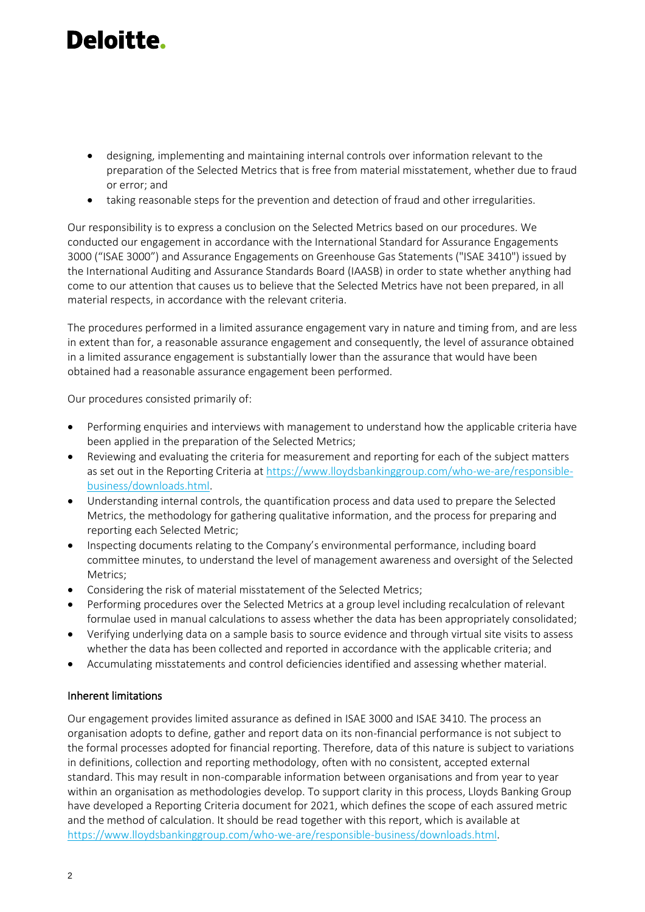- designing, implementing and maintaining internal controls over information relevant to the preparation of the Selected Metrics that is free from material misstatement, whether due to fraud or error; and
- taking reasonable steps for the prevention and detection of fraud and other irregularities.

Our responsibility is to express a conclusion on the Selected Metrics based on our procedures. We conducted our engagement in accordance with the International Standard for Assurance Engagements 3000 ("ISAE 3000") and Assurance Engagements on Greenhouse Gas Statements ("ISAE 3410") issued by the International Auditing and Assurance Standards Board (IAASB) in order to state whether anything had come to our attention that causes us to believe that the Selected Metrics have not been prepared, in all material respects, in accordance with the relevant criteria.

The procedures performed in a limited assurance engagement vary in nature and timing from, and are less in extent than for, a reasonable assurance engagement and consequently, the level of assurance obtained in a limited assurance engagement is substantially lower than the assurance that would have been obtained had a reasonable assurance engagement been performed.

Our procedures consisted primarily of:

- Performing enquiries and interviews with management to understand how the applicable criteria have been applied in the preparation of the Selected Metrics;
- Reviewing and evaluating the criteria for measurement and reporting for each of the subject matters as set out in the Reporting Criteria at https://www.lloydsbankinggroup.com/who-we-are/responsible-business/downloads.html.
- Understanding internal controls, the quantification process and data used to prepare the Selected Metrics, the methodology for gathering qualitative information, and the process for preparing and reporting each Selected Metric;
- Inspecting documents relating to the Company's environmental performance, including board committee minutes, to understand the level of management awareness and oversight of the Selected Metrics;
- Considering the risk of material misstatement of the Selected Metrics;
- Performing procedures over the Selected Metrics at a group level including recalculation of relevant formulae used in manual calculations to assess whether the data has been appropriately consolidated;
- Verifying underlying data on a sample basis to source evidence and through virtual site visits to assess whether the data has been collected and reported in accordance with the applicable criteria; and
- Accumulating misstatements and control deficiencies identified and assessing whether material.

## Inherent limitations

Our engagement provides limited assurance as defined in ISAE 3000 and ISAE 3410. The process an organisation adopts to define, gather and report data on its non-financial performance is not subject to the formal processes adopted for financial reporting. Therefore, data of this nature is subject to variations in definitions, collection and reporting methodology, often with no consistent, accepted external standard. This may result in non-comparable information between organisations and from year to year within an organisation as methodologies develop. To support clarity in this process, Lloyds Banking Group have developed a Reporting Criteria document for 2021, which defines the scope of each assured metric and the method of calculation. It should be read together with this report, which is available at https://www.lloydsbankinggroup.com/who-we-are/responsible-business/downloads.html.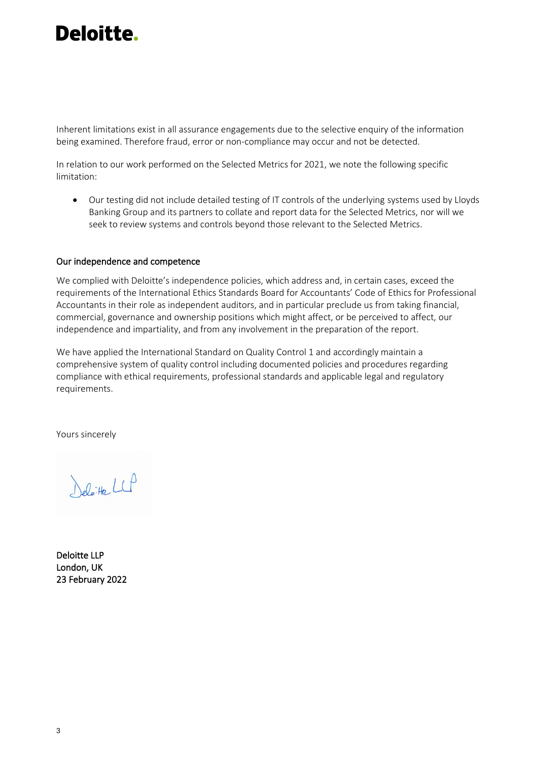Inherent limitations exist in all assurance engagements due to the selective enquiry of the information being examined. Therefore fraud, error or non-compliance may occur and not be detected.

In relation to our work performed on the Selected Metrics for 2021, we note the following specific limitation:

- Our testing did not include detailed testing of IT controls of the underlying systems used by Lloyds Banking Group and its partners to collate and report data for the Selected Metrics, nor will we seek to review systems and controls beyond those relevant to the Selected Metrics.

## Our independence and competence

We complied with Deloitte's independence policies, which address and, in certain cases, exceed the requirements of the International Ethics Standards Board for Accountants' Code of Ethics for Professional Accountants in their role as independent auditors, and in particular preclude us from taking financial, commercial, governance and ownership positions which might affect, or be perceived to affect, our independence and impartiality, and from any involvement in the preparation of the report.

We have applied the International Standard on Quality Control 1 and accordingly maintain a comprehensive system of quality control including documented policies and procedures regarding compliance with ethical requirements, professional standards and applicable legal and regulatory requirements.

Yours sincerely

Deloitte LLP

**Deloitte LLP**
**London, UK**
**23 February 2022**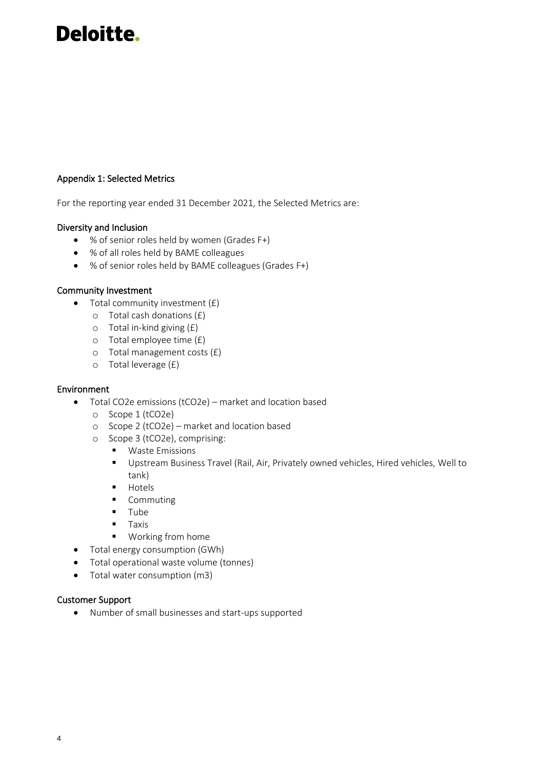Deloitte.

## Appendix 1: Selected Metrics

For the reporting year ended 31 December 2021, the Selected Metrics are:

### Diversity and Inclusion

- % of senior roles held by women (Grades F+)
- % of all roles held by BAME colleagues
- % of senior roles held by BAME colleagues (Grades F+)

### Community Investment

- Total community investment (£)
  - Total cash donations (£)
  - Total in-kind giving (£)
  - Total employee time (£)
  - Total management costs (£)
  - Total leverage (£)

### Environment

- Total $CO_2e$ emissions ($tCO_2e$) – market and location based
  - Scope 1 ($tCO_2e$)
  - Scope 2 ($tCO_2e$) – market and location based
  - Scope 3 ($tCO_2e$), comprising:
    - Waste Emissions
    - Upstream Business Travel (Rail, Air, Privately owned vehicles, Hired vehicles, Well to tank)
    - Hotels
    - Commuting
    - Tube
    - Taxis
    - Working from home
- Total energy consumption (GWh)
- Total operational waste volume (tonnes)
- Total water consumption ($m^3$)

### Customer Support

- Number of small businesses and start-ups supported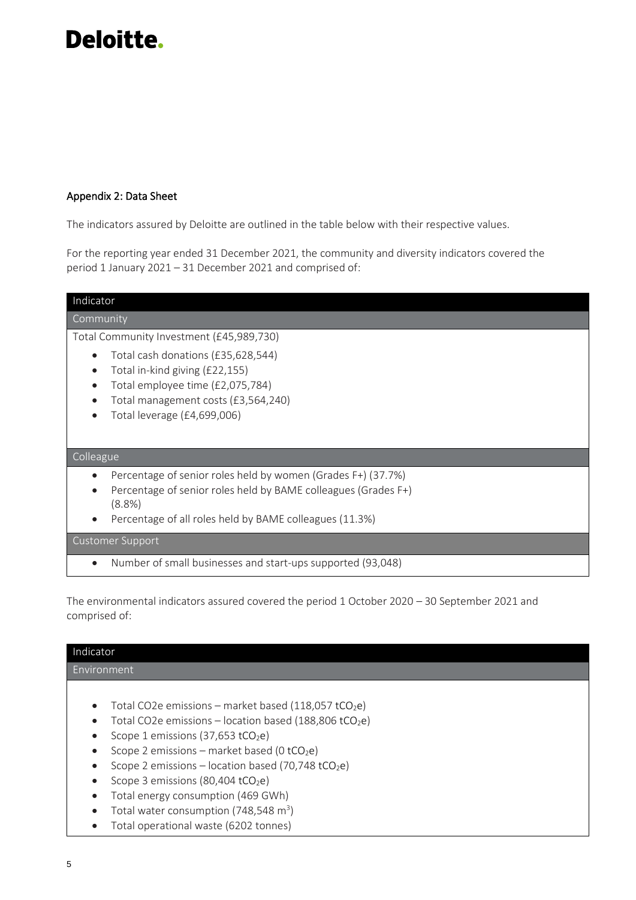## Appendix 2: Data Sheet

The indicators assured by Deloitte are outlined in the table below with their respective values.

For the reporting year ended 31 December 2021, the community and diversity indicators covered the period 1 January 2021 – 31 December 2021 and comprised of:

| Indicator |
|---|
| **Community** |
| Total Community Investment (£45,989,730)<br>• Total cash donations (£35,628,544)<br>• Total in-kind giving (£22,155)<br>• Total employee time (£2,075,784)<br>• Total management costs (£3,564,240)<br>• Total leverage (£4,699,006) |
| **Colleague** |
| • Percentage of senior roles held by women (Grades F+) (37.7%)<br>• Percentage of senior roles held by BAME colleagues (Grades F+) (8.8%)<br>• Percentage of all roles held by BAME colleagues (11.3%) |
| **Customer Support** |
| • Number of small businesses and start-ups supported (93,048) |

The environmental indicators assured covered the period 1 October 2020 – 30 September 2021 and comprised of:

| Indicator |
|---|
| **Environment** |
| • Total CO2e emissions – market based (118,057 $tCO_2e$)<br>• Total CO2e emissions – location based (188,806 $tCO_2e$)<br>• Scope 1 emissions (37,653 $tCO_2e$)<br>• Scope 2 emissions – market based (0 $tCO_2e$)<br>• Scope 2 emissions – location based (70,748 $tCO_2e$)<br>• Scope 3 emissions (80,404 $tCO_2e$)<br>• Total energy consumption (469 GWh)<br>• Total water consumption (748,548 $m^3$)<br>• Total operational waste (6202 tonnes) |